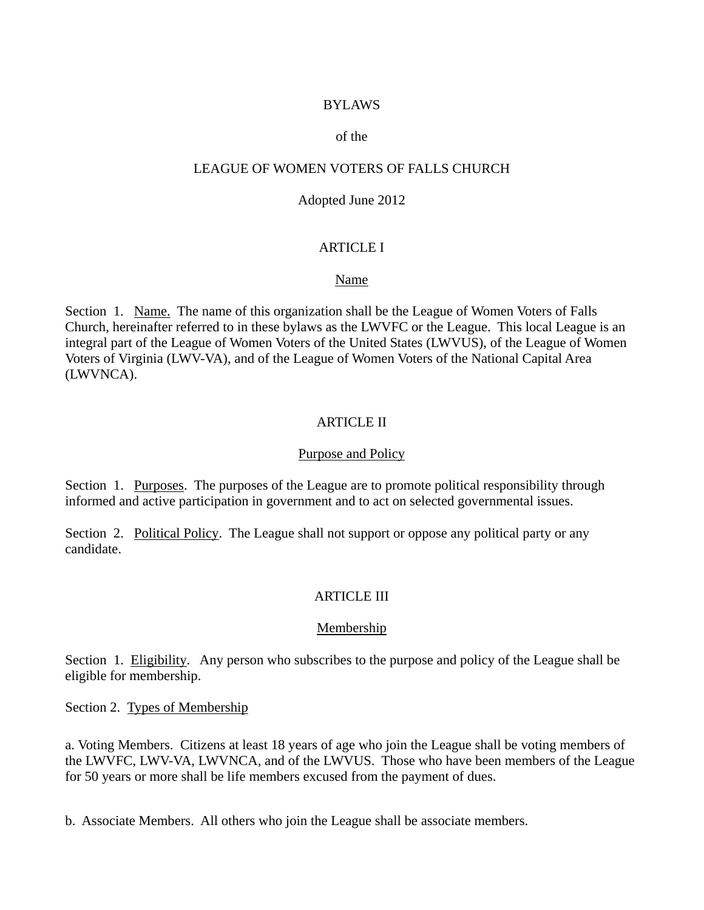# BYLAWS

of the

LEAGUE OF WOMEN VOTERS OF FALLS CHURCH

Adopted June 2012

## ARTICLE I

### Name

Section 1. Name. The name of this organization shall be the League of Women Voters of Falls Church, hereinafter referred to in these bylaws as the LWVFC or the League. This local League is an integral part of the League of Women Voters of the United States (LWVUS), of the League of Women Voters of Virginia (LWV-VA), and of the League of Women Voters of the National Capital Area (LWVNCA).

## ARTICLE II

### Purpose and Policy

Section 1. Purposes. The purposes of the League are to promote political responsibility through informed and active participation in government and to act on selected governmental issues.

Section 2. Political Policy. The League shall not support or oppose any political party or any candidate.

## ARTICLE III

### Membership

Section 1. Eligibility. Any person who subscribes to the purpose and policy of the League shall be eligible for membership.

Section 2. Types of Membership

a. Voting Members. Citizens at least 18 years of age who join the League shall be voting members of the LWVFC, LWV-VA, LWVNCA, and of the LWVUS. Those who have been members of the League for 50 years or more shall be life members excused from the payment of dues.

b. Associate Members. All others who join the League shall be associate members.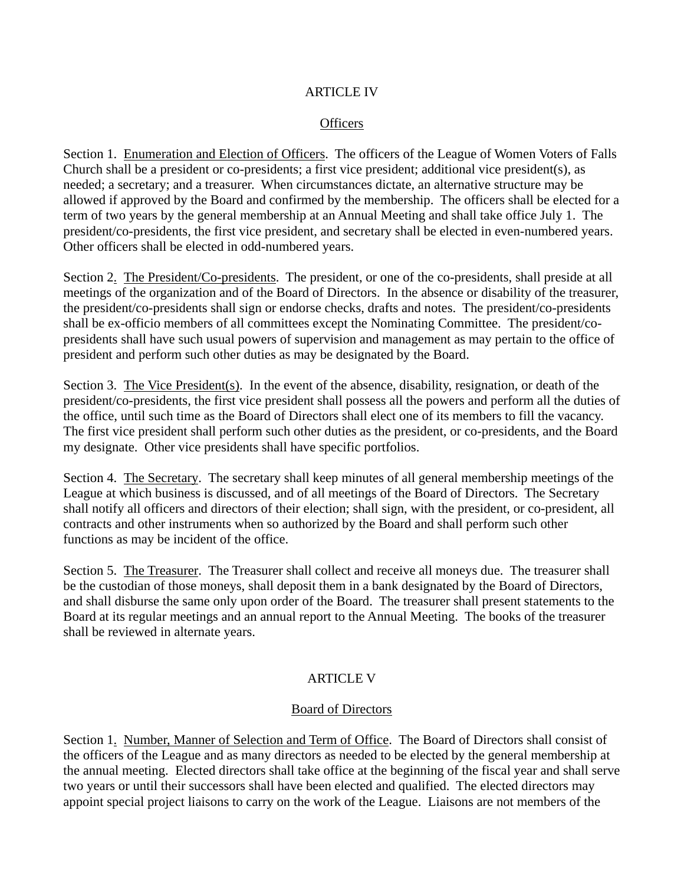## ARTICLE IV

### Officers

Section 1. Enumeration and Election of Officers. The officers of the League of Women Voters of Falls Church shall be a president or co-presidents; a first vice president; additional vice president(s), as needed; a secretary; and a treasurer. When circumstances dictate, an alternative structure may be allowed if approved by the Board and confirmed by the membership. The officers shall be elected for a term of two years by the general membership at an Annual Meeting and shall take office July 1. The president/co-presidents, the first vice president, and secretary shall be elected in even-numbered years. Other officers shall be elected in odd-numbered years.

Section 2. The President/Co-presidents. The president, or one of the co-presidents, shall preside at all meetings of the organization and of the Board of Directors. In the absence or disability of the treasurer, the president/co-presidents shall sign or endorse checks, drafts and notes. The president/co-presidents shall be ex-officio members of all committees except the Nominating Committee. The president/co-presidents shall have such usual powers of supervision and management as may pertain to the office of president and perform such other duties as may be designated by the Board.

Section 3. The Vice President(s). In the event of the absence, disability, resignation, or death of the president/co-presidents, the first vice president shall possess all the powers and perform all the duties of the office, until such time as the Board of Directors shall elect one of its members to fill the vacancy. The first vice president shall perform such other duties as the president, or co-presidents, and the Board my designate. Other vice presidents shall have specific portfolios.

Section 4. The Secretary. The secretary shall keep minutes of all general membership meetings of the League at which business is discussed, and of all meetings of the Board of Directors. The Secretary shall notify all officers and directors of their election; shall sign, with the president, or co-president, all contracts and other instruments when so authorized by the Board and shall perform such other functions as may be incident of the office.

Section 5. The Treasurer. The Treasurer shall collect and receive all moneys due. The treasurer shall be the custodian of those moneys, shall deposit them in a bank designated by the Board of Directors, and shall disburse the same only upon order of the Board. The treasurer shall present statements to the Board at its regular meetings and an annual report to the Annual Meeting. The books of the treasurer shall be reviewed in alternate years.

## ARTICLE V

### Board of Directors

Section 1. Number, Manner of Selection and Term of Office. The Board of Directors shall consist of the officers of the League and as many directors as needed to be elected by the general membership at the annual meeting. Elected directors shall take office at the beginning of the fiscal year and shall serve two years or until their successors shall have been elected and qualified. The elected directors may appoint special project liaisons to carry on the work of the League. Liaisons are not members of the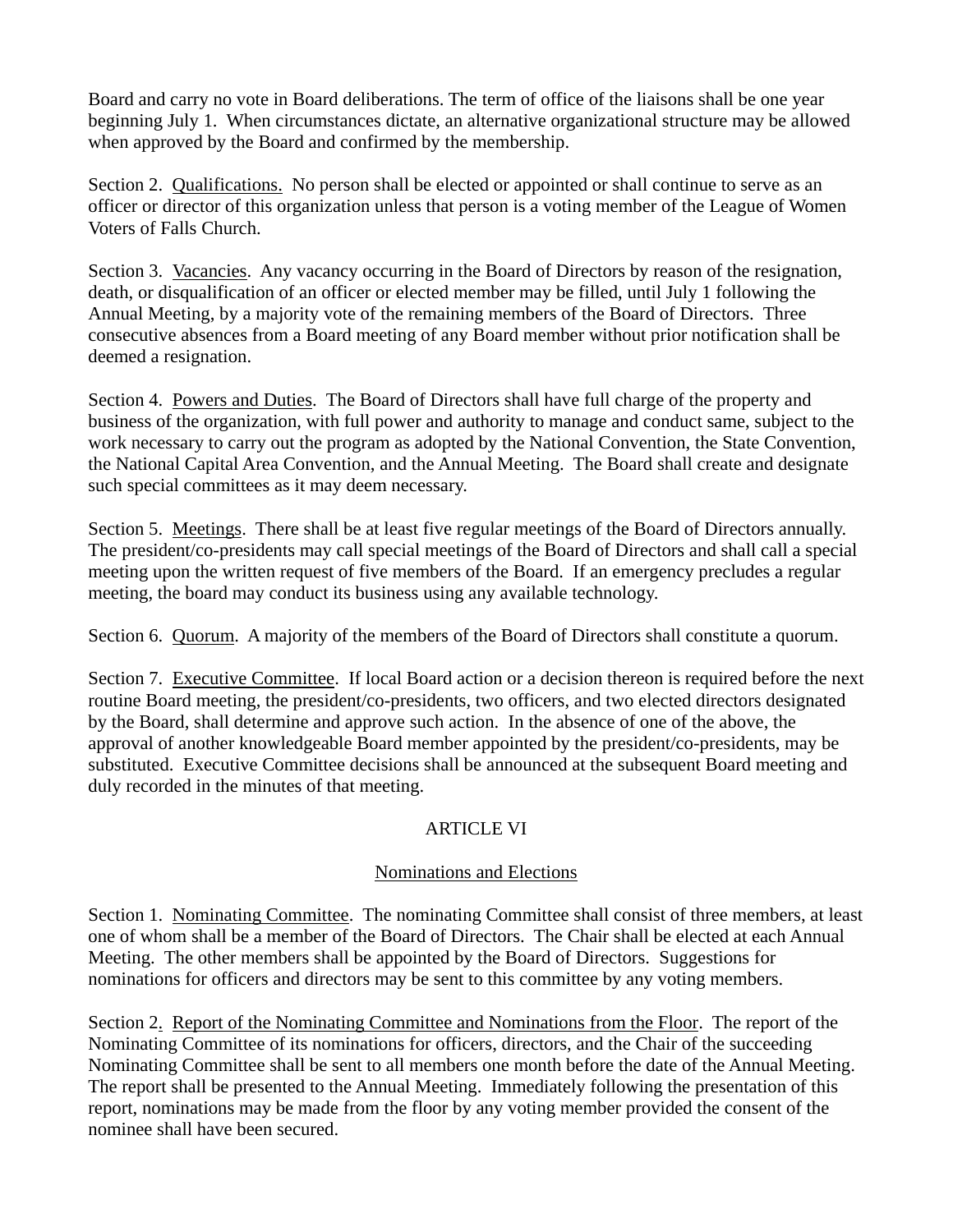Board and carry no vote in Board deliberations. The term of office of the liaisons shall be one year beginning July 1. When circumstances dictate, an alternative organizational structure may be allowed when approved by the Board and confirmed by the membership.

Section 2. Qualifications. No person shall be elected or appointed or shall continue to serve as an officer or director of this organization unless that person is a voting member of the League of Women Voters of Falls Church.

Section 3. Vacancies. Any vacancy occurring in the Board of Directors by reason of the resignation, death, or disqualification of an officer or elected member may be filled, until July 1 following the Annual Meeting, by a majority vote of the remaining members of the Board of Directors. Three consecutive absences from a Board meeting of any Board member without prior notification shall be deemed a resignation.

Section 4. Powers and Duties. The Board of Directors shall have full charge of the property and business of the organization, with full power and authority to manage and conduct same, subject to the work necessary to carry out the program as adopted by the National Convention, the State Convention, the National Capital Area Convention, and the Annual Meeting. The Board shall create and designate such special committees as it may deem necessary.

Section 5. Meetings. There shall be at least five regular meetings of the Board of Directors annually. The president/co-presidents may call special meetings of the Board of Directors and shall call a special meeting upon the written request of five members of the Board. If an emergency precludes a regular meeting, the board may conduct its business using any available technology.

Section 6. Quorum. A majority of the members of the Board of Directors shall constitute a quorum.

Section 7. Executive Committee. If local Board action or a decision thereon is required before the next routine Board meeting, the president/co-presidents, two officers, and two elected directors designated by the Board, shall determine and approve such action. In the absence of one of the above, the approval of another knowledgeable Board member appointed by the president/co-presidents, may be substituted. Executive Committee decisions shall be announced at the subsequent Board meeting and duly recorded in the minutes of that meeting.

## ARTICLE VI

## Nominations and Elections

Section 1. Nominating Committee. The nominating Committee shall consist of three members, at least one of whom shall be a member of the Board of Directors. The Chair shall be elected at each Annual Meeting. The other members shall be appointed by the Board of Directors. Suggestions for nominations for officers and directors may be sent to this committee by any voting members.

Section 2. Report of the Nominating Committee and Nominations from the Floor. The report of the Nominating Committee of its nominations for officers, directors, and the Chair of the succeeding Nominating Committee shall be sent to all members one month before the date of the Annual Meeting. The report shall be presented to the Annual Meeting. Immediately following the presentation of this report, nominations may be made from the floor by any voting member provided the consent of the nominee shall have been secured.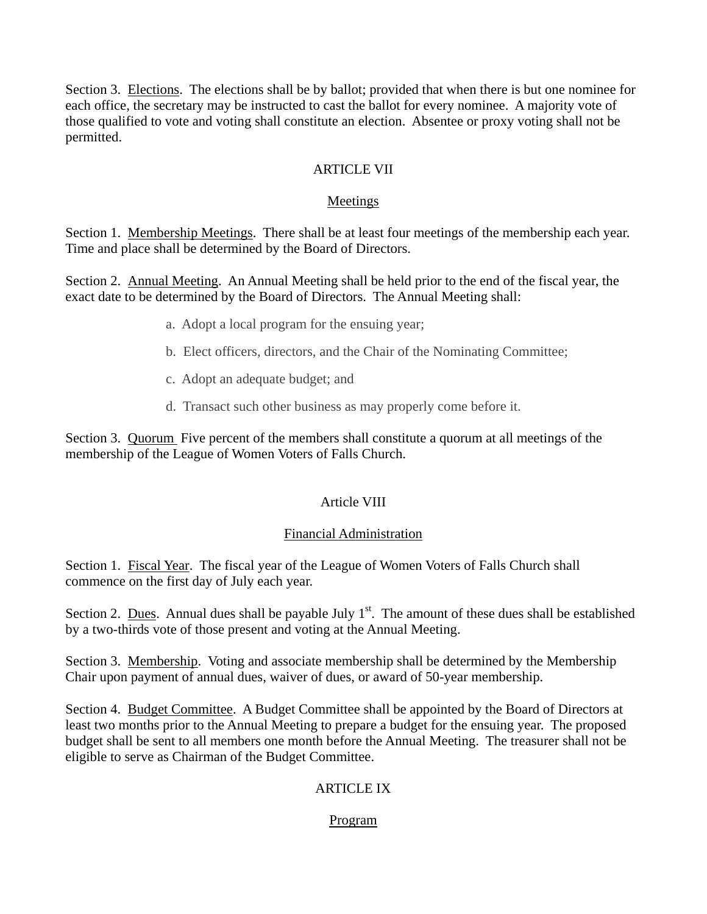Section 3. Elections. The elections shall be by ballot; provided that when there is but one nominee for each office, the secretary may be instructed to cast the ballot for every nominee. A majority vote of those qualified to vote and voting shall constitute an election. Absentee or proxy voting shall not be permitted.

## ARTICLE VII

### Meetings

Section 1. Membership Meetings. There shall be at least four meetings of the membership each year. Time and place shall be determined by the Board of Directors.

Section 2. Annual Meeting. An Annual Meeting shall be held prior to the end of the fiscal year, the exact date to be determined by the Board of Directors. The Annual Meeting shall:

a. Adopt a local program for the ensuing year;

b. Elect officers, directors, and the Chair of the Nominating Committee;

c. Adopt an adequate budget; and

d. Transact such other business as may properly come before it.

Section 3. Quorum Five percent of the members shall constitute a quorum at all meetings of the membership of the League of Women Voters of Falls Church.

## Article VIII

### Financial Administration

Section 1. Fiscal Year. The fiscal year of the League of Women Voters of Falls Church shall commence on the first day of July each year.

Section 2. Dues. Annual dues shall be payable July 1st. The amount of these dues shall be established by a two-thirds vote of those present and voting at the Annual Meeting.

Section 3. Membership. Voting and associate membership shall be determined by the Membership Chair upon payment of annual dues, waiver of dues, or award of 50-year membership.

Section 4. Budget Committee. A Budget Committee shall be appointed by the Board of Directors at least two months prior to the Annual Meeting to prepare a budget for the ensuing year. The proposed budget shall be sent to all members one month before the Annual Meeting. The treasurer shall not be eligible to serve as Chairman of the Budget Committee.

## ARTICLE IX

### Program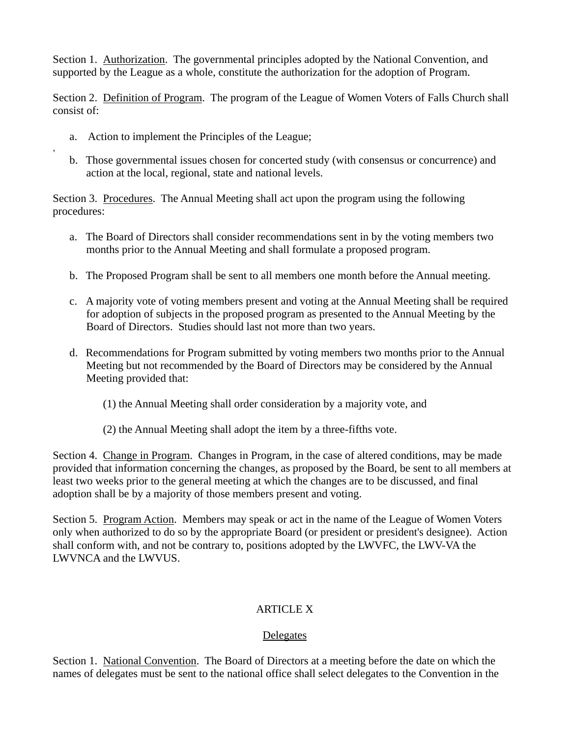Section 1. Authorization. The governmental principles adopted by the National Convention, and supported by the League as a whole, constitute the authorization for the adoption of Program.

Section 2. Definition of Program. The program of the League of Women Voters of Falls Church shall consist of:

a. Action to implement the Principles of the League;

b. Those governmental issues chosen for concerted study (with consensus or concurrence) and action at the local, regional, state and national levels.

Section 3. Procedures. The Annual Meeting shall act upon the program using the following procedures:

a. The Board of Directors shall consider recommendations sent in by the voting members two months prior to the Annual Meeting and shall formulate a proposed program.

b. The Proposed Program shall be sent to all members one month before the Annual meeting.

c. A majority vote of voting members present and voting at the Annual Meeting shall be required for adoption of subjects in the proposed program as presented to the Annual Meeting by the Board of Directors. Studies should last not more than two years.

d. Recommendations for Program submitted by voting members two months prior to the Annual Meeting but not recommended by the Board of Directors may be considered by the Annual Meeting provided that:

(1) the Annual Meeting shall order consideration by a majority vote, and

(2) the Annual Meeting shall adopt the item by a three-fifths vote.

Section 4. Change in Program. Changes in Program, in the case of altered conditions, may be made provided that information concerning the changes, as proposed by the Board, be sent to all members at least two weeks prior to the general meeting at which the changes are to be discussed, and final adoption shall be by a majority of those members present and voting.

Section 5. Program Action. Members may speak or act in the name of the League of Women Voters only when authorized to do so by the appropriate Board (or president or president's designee). Action shall conform with, and not be contrary to, positions adopted by the LWVFC, the LWV-VA the LWVNCA and the LWVUS.

## ARTICLE X

### Delegates

Section 1. National Convention. The Board of Directors at a meeting before the date on which the names of delegates must be sent to the national office shall select delegates to the Convention in the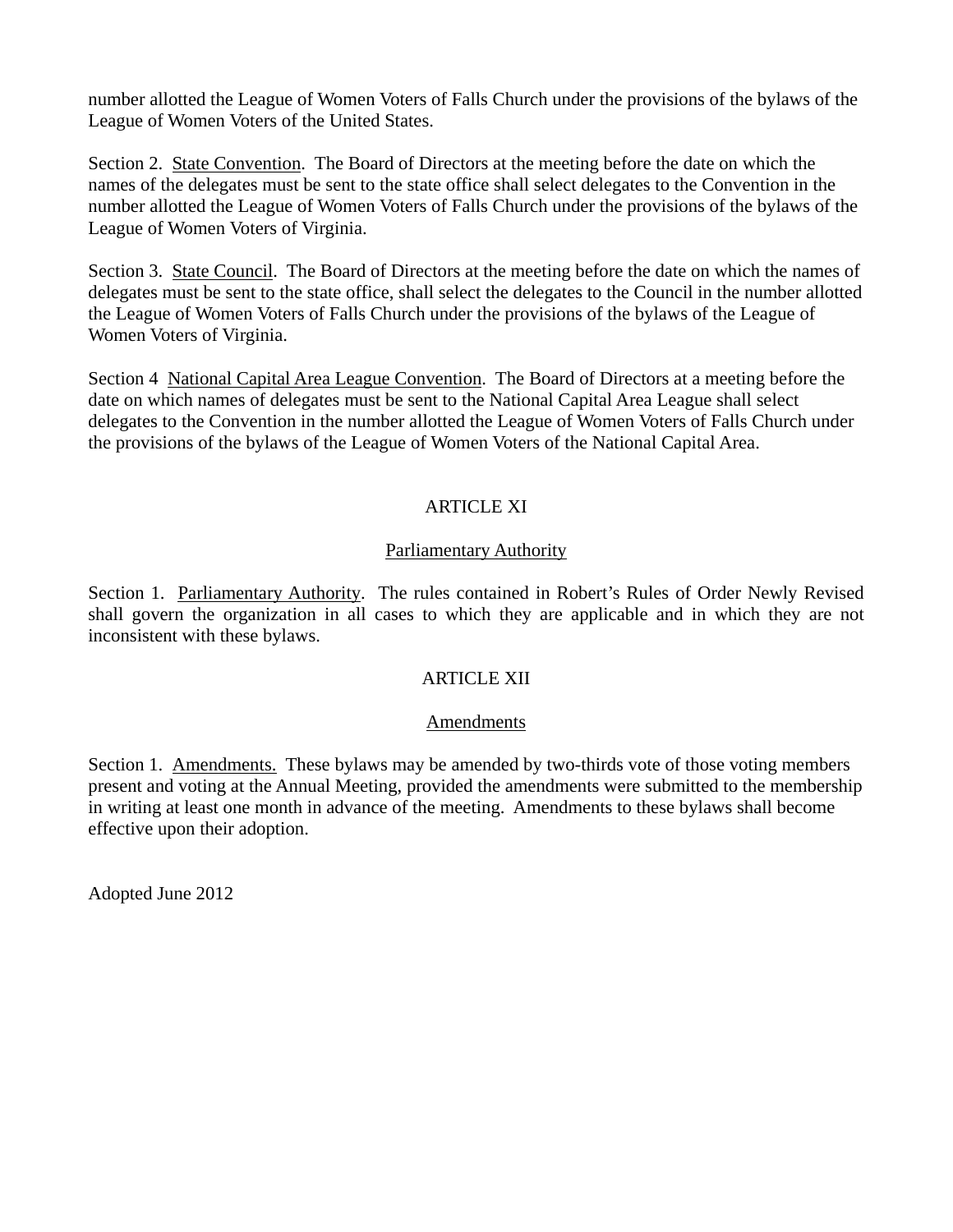number allotted the League of Women Voters of Falls Church under the provisions of the bylaws of the League of Women Voters of the United States.

Section 2. State Convention. The Board of Directors at the meeting before the date on which the names of the delegates must be sent to the state office shall select delegates to the Convention in the number allotted the League of Women Voters of Falls Church under the provisions of the bylaws of the League of Women Voters of Virginia.

Section 3. State Council. The Board of Directors at the meeting before the date on which the names of delegates must be sent to the state office, shall select the delegates to the Council in the number allotted the League of Women Voters of Falls Church under the provisions of the bylaws of the League of Women Voters of Virginia.

Section 4 National Capital Area League Convention. The Board of Directors at a meeting before the date on which names of delegates must be sent to the National Capital Area League shall select delegates to the Convention in the number allotted the League of Women Voters of Falls Church under the provisions of the bylaws of the League of Women Voters of the National Capital Area.

## ARTICLE XI

### Parliamentary Authority

Section 1. Parliamentary Authority. The rules contained in Robert's Rules of Order Newly Revised shall govern the organization in all cases to which they are applicable and in which they are not inconsistent with these bylaws.

## ARTICLE XII

### Amendments

Section 1. Amendments. These bylaws may be amended by two-thirds vote of those voting members present and voting at the Annual Meeting, provided the amendments were submitted to the membership in writing at least one month in advance of the meeting. Amendments to these bylaws shall become effective upon their adoption.

Adopted June 2012